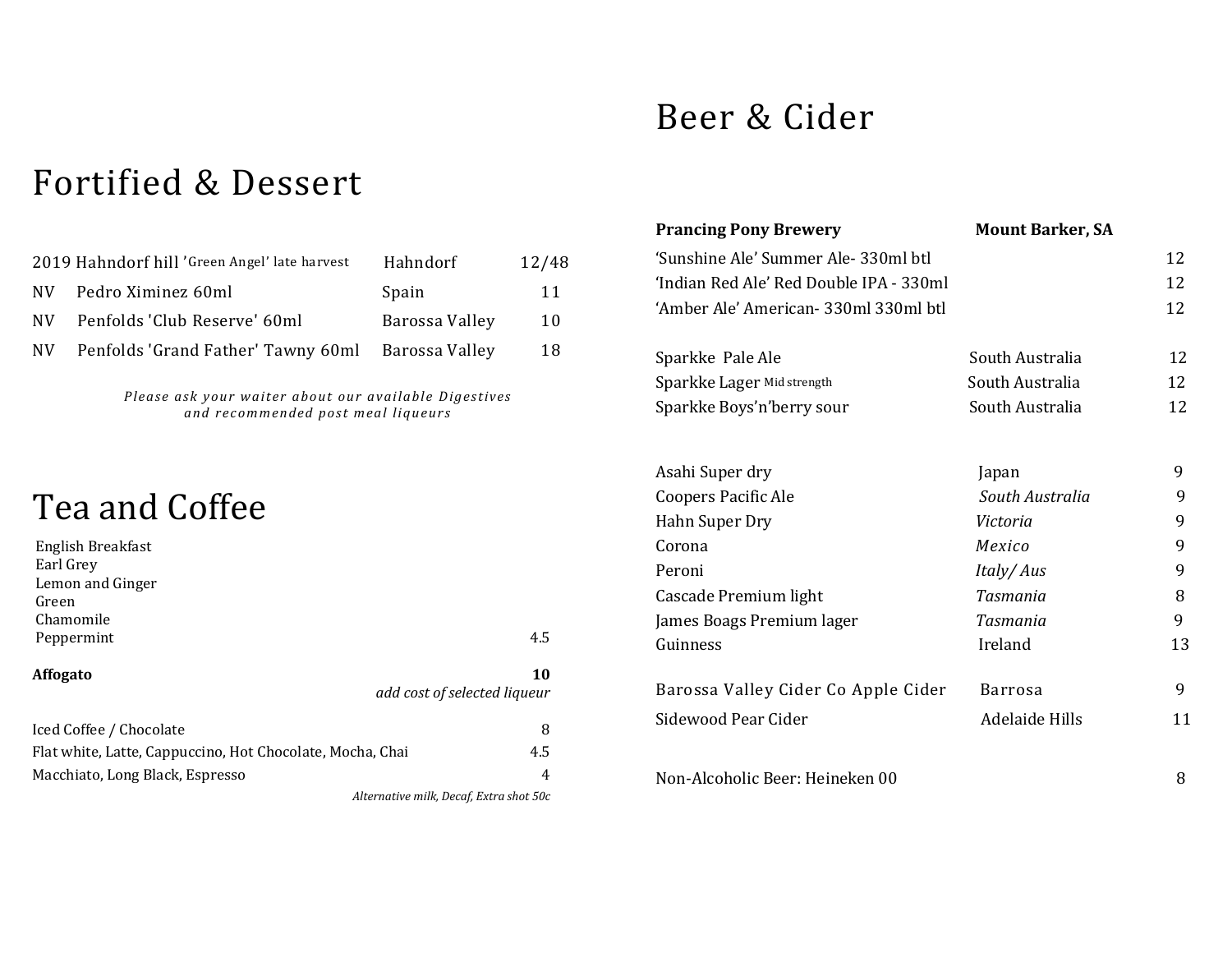# Fortified & Dessert

| | | | |
|---|---|---|---|
| 2019 | Hahndorf hill 'Green Angel' late harvest | Hahndorf | 12/48 |
| NV | Pedro Ximinez 60ml | Spain | 11 |
| NV | Penfolds 'Club Reserve' 60ml | Barossa Valley | 10 |
| NV | Penfolds 'Grand Father' Tawny 60ml | Barossa Valley | 18 |

*Please ask your waiter about our available Digestives and recommended post meal liqueurs*

# Tea and Coffee

English Breakfast
Earl Grey
Lemon and Ginger
Green
Chamomile
Peppermint — 4.5

**Affogato** — **10**
*add cost of selected liqueur*

| | |
|---|---|
| Iced Coffee / Chocolate | 8 |
| Flat white, Latte, Cappuccino, Hot Chocolate, Mocha, Chai | 4.5 |
| Macchiato, Long Black, Espresso | 4 |

*Alternative milk, Decaf, Extra shot 50c*

# Beer & Cider

| | | |
|---|---|---|
| **Prancing Pony Brewery** | **Mount Barker, SA** | |
| 'Sunshine Ale' Summer Ale- 330ml btl | | 12 |
| 'Indian Red Ale' Red Double IPA - 330ml | | 12 |
| 'Amber Ale' American- 330ml 330ml btl | | 12 |
| | | |
| Sparkke Pale Ale | South Australia | 12 |
| Sparkke Lager Mid strength | South Australia | 12 |
| Sparkke Boys'n'berry sour | South Australia | 12 |
| | | |
| Asahi Super dry | Japan | 9 |
| Coopers Pacific Ale | *South Australia* | 9 |
| Hahn Super Dry | *Victoria* | 9 |
| Corona | *Mexico* | 9 |
| Peroni | *Italy/ Aus* | 9 |
| Cascade Premium light | *Tasmania* | 8 |
| James Boags Premium lager | *Tasmania* | 9 |
| Guinness | Ireland | 13 |
| | | |
| Barossa Valley Cider Co Apple Cider | Barrosa | 9 |
| Sidewood Pear Cider | Adelaide Hills | 11 |
| | | |
| Non-Alcoholic Beer: Heineken 00 | | 8 |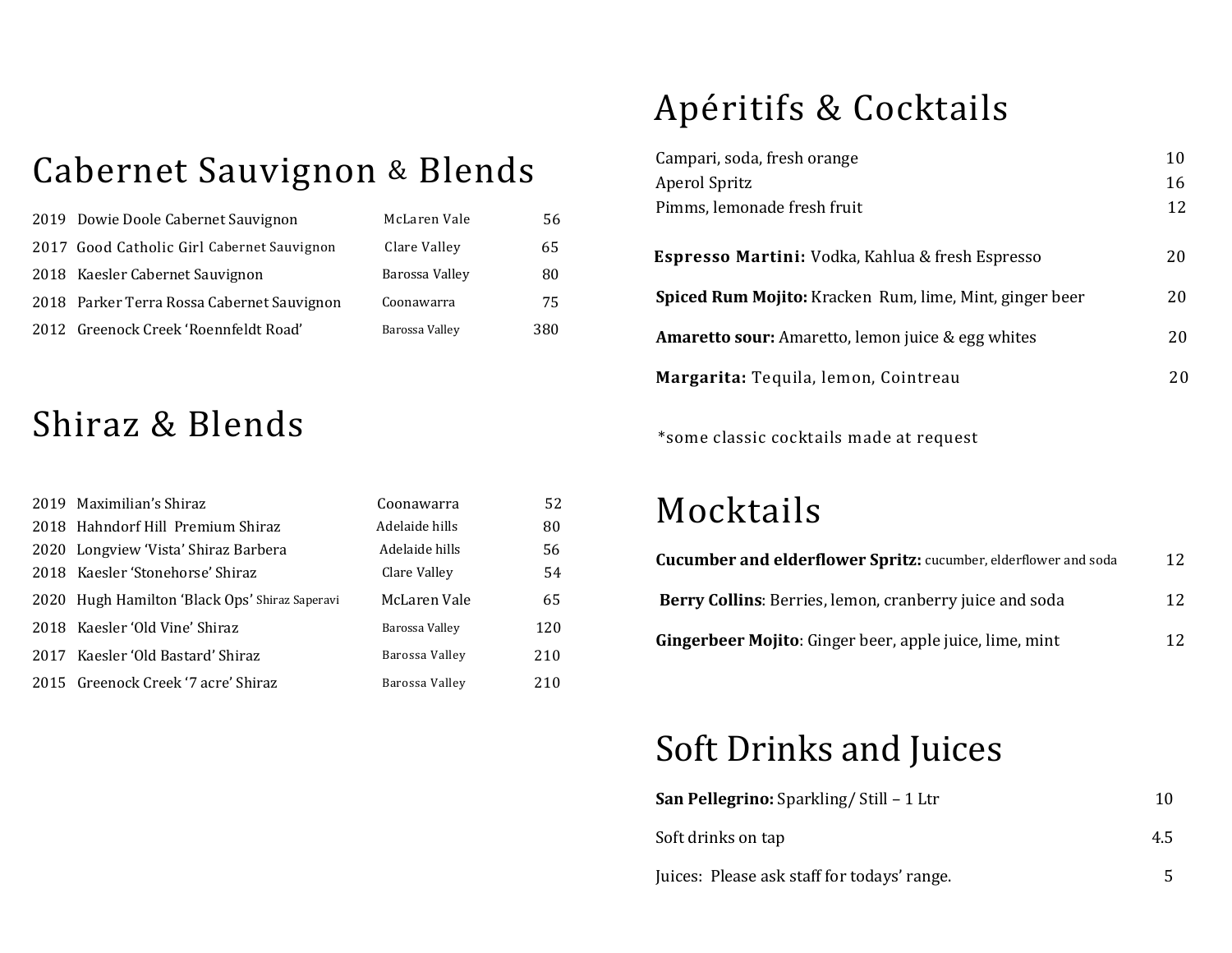## Cabernet Sauvignon & Blends

| Year | Wine | Region | Price |
|---|---|---|---|
| 2019 | Dowie Doole Cabernet Sauvignon | McLaren Vale | 56 |
| 2017 | Good Catholic Girl Cabernet Sauvignon | Clare Valley | 65 |
| 2018 | Kaesler Cabernet Sauvignon | Barossa Valley | 80 |
| 2018 | Parker Terra Rossa Cabernet Sauvignon | Coonawarra | 75 |
| 2012 | Greenock Creek 'Roennfeldt Road' | Barossa Valley | 380 |

## Shiraz & Blends

| Year | Wine | Region | Price |
|---|---|---|---|
| 2019 | Maximilian's Shiraz | Coonawarra | 52 |
| 2018 | Hahndorf Hill Premium Shiraz | Adelaide hills | 80 |
| 2020 | Longview 'Vista' Shiraz Barbera | Adelaide hills | 56 |
| 2018 | Kaesler 'Stonehorse' Shiraz | Clare Valley | 54 |
| 2020 | Hugh Hamilton 'Black Ops' Shiraz Saperavi | McLaren Vale | 65 |
| 2018 | Kaesler 'Old Vine' Shiraz | Barossa Valley | 120 |
| 2017 | Kaesler 'Old Bastard' Shiraz | Barossa Valley | 210 |
| 2015 | Greenock Creek '7 acre' Shiraz | Barossa Valley | 210 |

## Apéritifs & Cocktails

| Drink | Price |
|---|---|
| Campari, soda, fresh orange | 10 |
| Aperol Spritz | 16 |
| Pimms, lemonade fresh fruit | 12 |
| **Espresso Martini:** Vodka, Kahlua & fresh Espresso | 20 |
| **Spiced Rum Mojito:** Kracken Rum, lime, Mint, ginger beer | 20 |
| **Amaretto sour:** Amaretto, lemon juice & egg whites | 20 |
| **Margarita:** Tequila, lemon, Cointreau | 20 |

*some classic cocktails made at request

## Mocktails

| Drink | Price |
|---|---|
| **Cucumber and elderflower Spritz:** cucumber, elderflower and soda | 12 |
| **Berry Collins**: Berries, lemon, cranberry juice and soda | 12 |
| **Gingerbeer Mojito**: Ginger beer, apple juice, lime, mint | 12 |

## Soft Drinks and Juices

| Drink | Price |
|---|---|
| **San Pellegrino:** Sparkling/ Still – 1 Ltr | 10 |
| Soft drinks on tap | 4.5 |
| Juices: Please ask staff for todays' range. | 5 |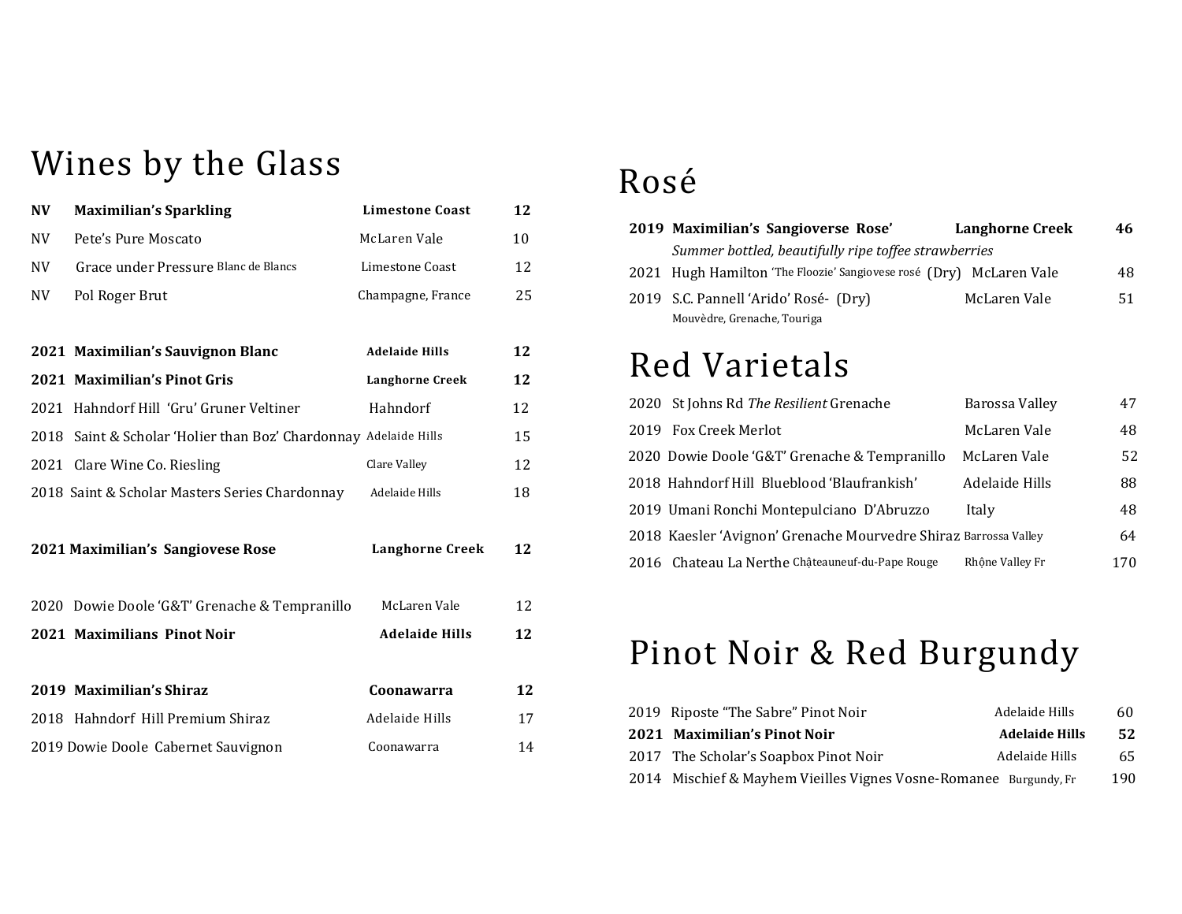# Wines by the Glass

| | | | |
|---|---|---|---|
| **NV** | **Maximilian's Sparkling** | **Limestone Coast** | **12** |
| NV | Pete's Pure Moscato | McLaren Vale | 10 |
| NV | Grace under Pressure Blanc de Blancs | Limestone Coast | 12 |
| NV | Pol Roger Brut | Champagne, France | 25 |
| **2021** | **Maximilian's Sauvignon Blanc** | **Adelaide Hills** | **12** |
| **2021** | **Maximilian's Pinot Gris** | **Langhorne Creek** | **12** |
| 2021 | Hahndorf Hill 'Gru' Gruner Veltiner | Hahndorf | 12 |
| 2018 | Saint & Scholar 'Holier than Boz' Chardonnay | Adelaide Hills | 15 |
| 2021 | Clare Wine Co. Riesling | Clare Valley | 12 |
| 2018 | Saint & Scholar Masters Series Chardonnay | Adelaide Hills | 18 |
| **2021** | **Maximilian's Sangiovese Rose** | **Langhorne Creek** | **12** |
| 2020 | Dowie Doole 'G&T' Grenache & Tempranillo | McLaren Vale | 12 |
| **2021** | **Maximilians Pinot Noir** | **Adelaide Hills** | **12** |
| **2019** | **Maximilian's Shiraz** | **Coonawarra** | **12** |
| 2018 | Hahndorf Hill Premium Shiraz | Adelaide Hills | 17 |
| 2019 | Dowie Doole Cabernet Sauvignon | Coonawarra | 14 |

# Rosé

| | | | |
|---|---|---|---|
| **2019** | **Maximilian's Sangioverse Rose'**<br>*Summer bottled, beautifully ripe toffee strawberries* | **Langhorne Creek** | **46** |
| 2021 | Hugh Hamilton 'The Floozie' Sangiovese rosé (Dry) | McLaren Vale | 48 |
| 2019 | S.C. Pannell 'Arido' Rosé- (Dry)<br>Mouvèdre, Grenache, Touriga | McLaren Vale | 51 |

# Red Varietals

| | | | |
|---|---|---|---|
| 2020 | St Johns Rd *The Resilient* Grenache | Barossa Valley | 47 |
| 2019 | Fox Creek Merlot | McLaren Vale | 48 |
| 2020 | Dowie Doole 'G&T' Grenache & Tempranillo | McLaren Vale | 52 |
| 2018 | Hahndorf Hill Blueblood 'Blaufrankish' | Adelaide Hills | 88 |
| 2019 | Umani Ronchi Montepulciano D'Abruzzo | Italy | 48 |
| 2018 | Kaesler 'Avignon' Grenache Mourvedre Shiraz | Barrossa Valley | 64 |
| 2016 | Chateau La Nerthe Châteauneuf-du-Pape Rouge | Rhộne Valley Fr | 170 |

# Pinot Noir & Red Burgundy

| | | | |
|---|---|---|---|
| 2019 | Riposte "The Sabre" Pinot Noir | Adelaide Hills | 60 |
| **2021** | **Maximilian's Pinot Noir** | **Adelaide Hills** | **52** |
| 2017 | The Scholar's Soapbox Pinot Noir | Adelaide Hills | 65 |
| 2014 | Mischief & Mayhem Vieilles Vignes Vosne-Romanee | Burgundy, Fr | 190 |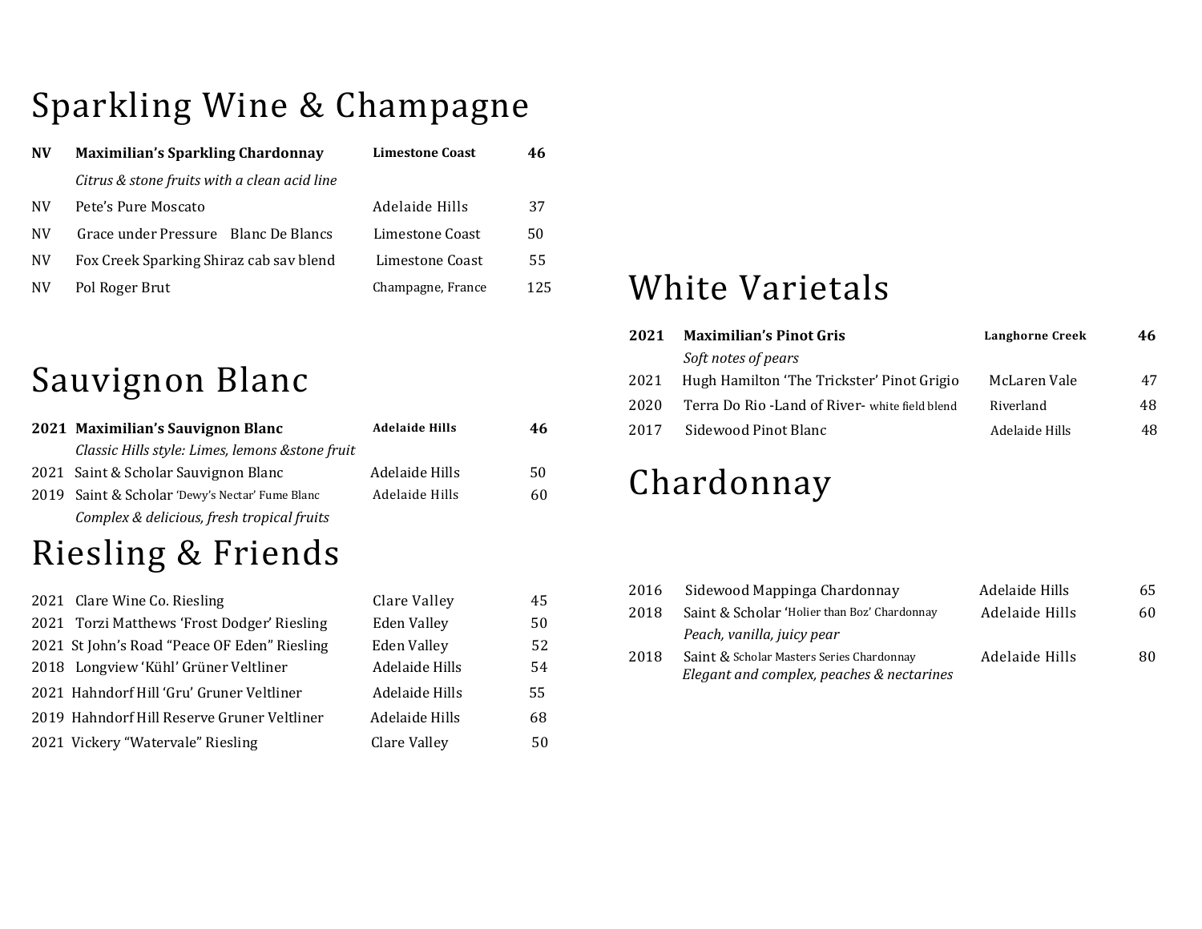# Sparkling Wine & Champagne

| | | | |
|---|---|---|---|
| **NV** | **Maximilian's Sparkling Chardonnay** | **Limestone Coast** | **46** |
| | *Citrus & stone fruits with a clean acid line* | | |
| NV | Pete's Pure Moscato | Adelaide Hills | 37 |
| NV | Grace under Pressure Blanc De Blancs | Limestone Coast | 50 |
| NV | Fox Creek Sparking Shiraz cab sav blend | Limestone Coast | 55 |
| NV | Pol Roger Brut | Champagne, France | 125 |

# Sauvignon Blanc

| | | | |
|---|---|---|---|
| **2021** | **Maximilian's Sauvignon Blanc** | **Adelaide Hills** | **46** |
| | *Classic Hills style: Limes, lemons &stone fruit* | | |
| 2021 | Saint & Scholar Sauvignon Blanc | Adelaide Hills | 50 |
| 2019 | Saint & Scholar 'Dewy's Nectar' Fume Blanc | Adelaide Hills | 60 |
| | *Complex & delicious, fresh tropical fruits* | | |

# Riesling & Friends

| | | | |
|---|---|---|---|
| 2021 | Clare Wine Co. Riesling | Clare Valley | 45 |
| 2021 | Torzi Matthews 'Frost Dodger' Riesling | Eden Valley | 50 |
| 2021 | St John's Road "Peace OF Eden" Riesling | Eden Valley | 52 |
| 2018 | Longview 'Kühl' Grüner Veltliner | Adelaide Hills | 54 |
| 2021 | Hahndorf Hill 'Gru' Gruner Veltliner | Adelaide Hills | 55 |
| 2019 | Hahndorf Hill Reserve Gruner Veltliner | Adelaide Hills | 68 |
| 2021 | Vickery "Watervale" Riesling | Clare Valley | 50 |

# White Varietals

| | | | |
|---|---|---|---|
| **2021** | **Maximilian's Pinot Gris** | **Langhorne Creek** | **46** |
| | *Soft notes of pears* | | |
| 2021 | Hugh Hamilton 'The Trickster' Pinot Grigio | McLaren Vale | 47 |
| 2020 | Terra Do Rio -Land of River- white field blend | Riverland | 48 |
| 2017 | Sidewood Pinot Blanc | Adelaide Hills | 48 |

# Chardonnay

| | | | |
|---|---|---|---|
| 2016 | Sidewood Mappinga Chardonnay | Adelaide Hills | 65 |
| 2018 | Saint & Scholar 'Holier than Boz' Chardonnay | Adelaide Hills | 60 |
| | *Peach, vanilla, juicy pear* | | |
| 2018 | Saint & Scholar Masters Series Chardonnay | Adelaide Hills | 80 |
| | *Elegant and complex, peaches & nectarines* | | |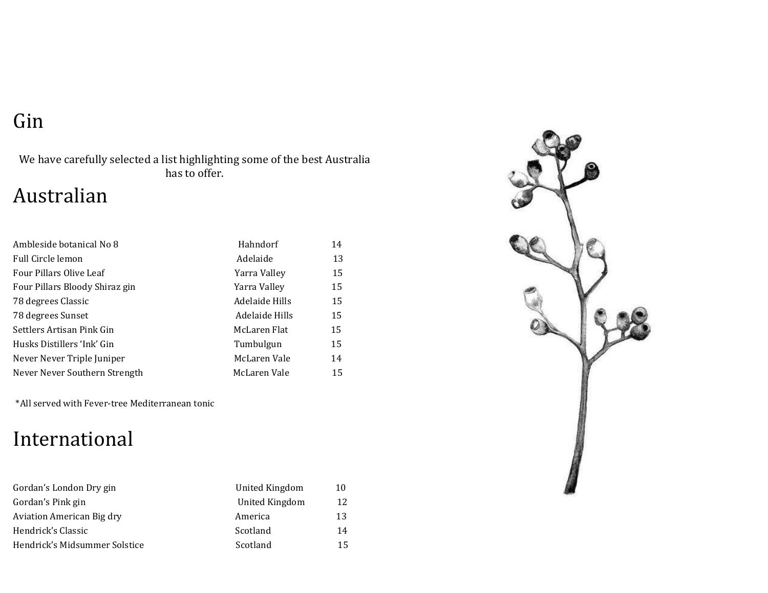# Gin

We have carefully selected a list highlighting some of the best Australia has to offer.

## Australian

| | | |
|---|---|---|
| Ambleside botanical No 8 | Hahndorf | 14 |
| Full Circle lemon | Adelaide | 13 |
| Four Pillars Olive Leaf | Yarra Valley | 15 |
| Four Pillars Bloody Shiraz gin | Yarra Valley | 15 |
| 78 degrees Classic | Adelaide Hills | 15 |
| 78 degrees Sunset | Adelaide Hills | 15 |
| Settlers Artisan Pink Gin | McLaren Flat | 15 |
| Husks Distillers 'Ink' Gin | Tumbulgun | 15 |
| Never Never Triple Juniper | McLaren Vale | 14 |
| Never Never Southern Strength | McLaren Vale | 15 |

*All served with Fever-tree Mediterranean tonic

## International

| | | |
|---|---|---|
| Gordan's London Dry gin | United Kingdom | 10 |
| Gordan's Pink gin | United Kingdom | 12 |
| Aviation American Big dry | America | 13 |
| Hendrick's Classic | Scotland | 14 |
| Hendrick's Midsummer Solstice | Scotland | 15 |